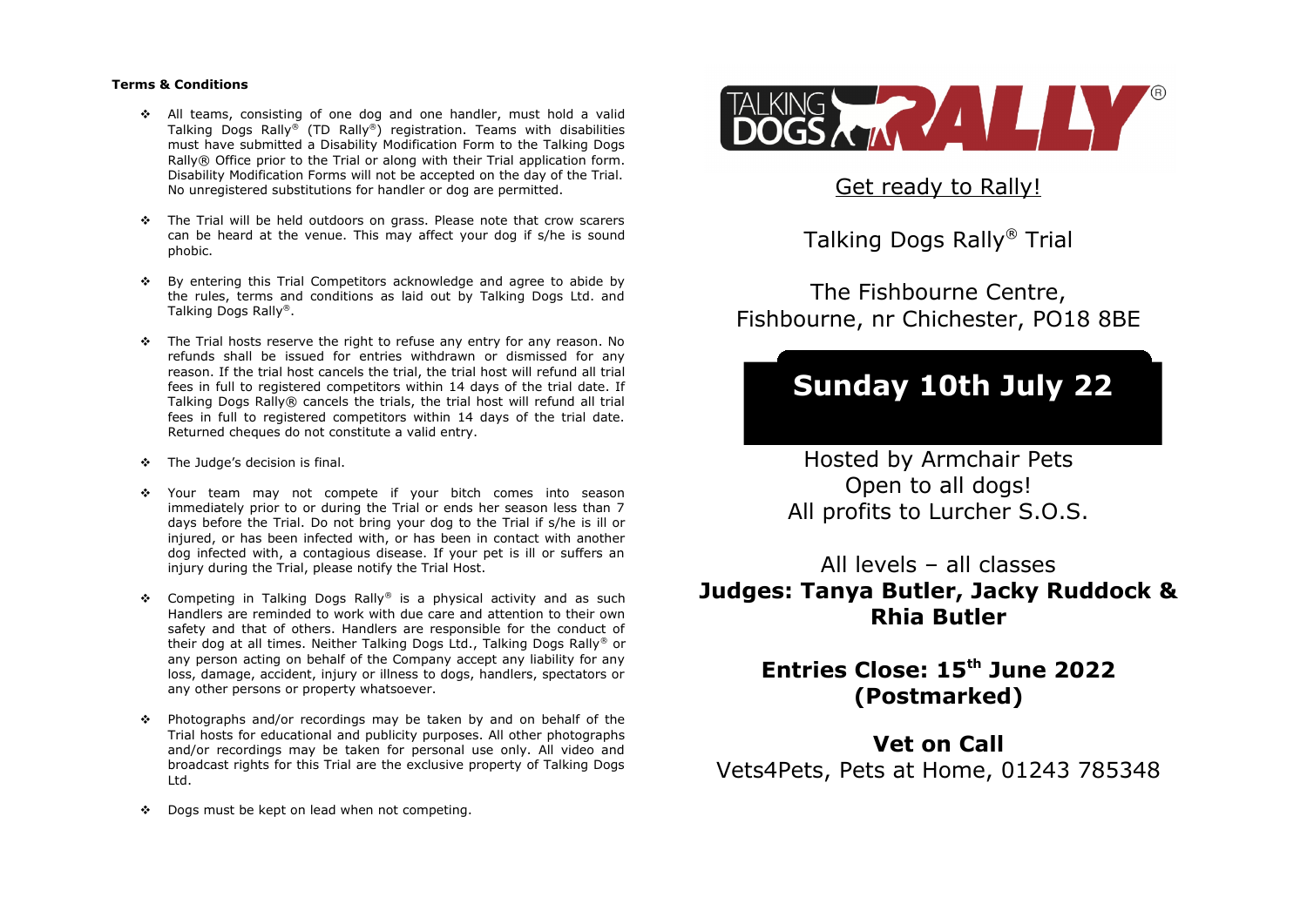**Terms & Conditions**

- All teams, consisting of one dog and one handler, must hold a valid Talking Dogs Rally® (TD Rally®) registration. Teams with disabilities must have submitted a Disability Modification Form to the Talking Dogs Rally® Office prior to the Trial or along with their Trial application form. Disability Modification Forms will not be accepted on the day of the Trial. No unregistered substitutions for handler or dog are permitted.

- The Trial will be held outdoors on grass. Please note that crow scarers can be heard at the venue. This may affect your dog if s/he is sound phobic.

- By entering this Trial Competitors acknowledge and agree to abide by the rules, terms and conditions as laid out by Talking Dogs Ltd. and Talking Dogs Rally®.

- The Trial hosts reserve the right to refuse any entry for any reason. No refunds shall be issued for entries withdrawn or dismissed for any reason. If the trial host cancels the trial, the trial host will refund all trial fees in full to registered competitors within 14 days of the trial date. If Talking Dogs Rally® cancels the trials, the trial host will refund all trial fees in full to registered competitors within 14 days of the trial date. Returned cheques do not constitute a valid entry.

- The Judge's decision is final.

- Your team may not compete if your bitch comes into season immediately prior to or during the Trial or ends her season less than 7 days before the Trial. Do not bring your dog to the Trial if s/he is ill or injured, or has been infected with, or has been in contact with another dog infected with, a contagious disease. If your pet is ill or suffers an injury during the Trial, please notify the Trial Host.

- Competing in Talking Dogs Rally® is a physical activity and as such Handlers are reminded to work with due care and attention to their own safety and that of others. Handlers are responsible for the conduct of their dog at all times. Neither Talking Dogs Ltd., Talking Dogs Rally® or any person acting on behalf of the Company accept any liability for any loss, damage, accident, injury or illness to dogs, handlers, spectators or any other persons or property whatsoever.

- Photographs and/or recordings may be taken by and on behalf of the Trial hosts for educational and publicity purposes. All other photographs and/or recordings may be taken for personal use only. All video and broadcast rights for this Trial are the exclusive property of Talking Dogs Ltd.

- Dogs must be kept on lead when not competing.

TALKING DOGS RALLY®

Get ready to Rally!

Talking Dogs Rally® Trial

The Fishbourne Centre,
Fishbourne, nr Chichester, PO18 8BE

# Sunday 10th July 22

Hosted by Armchair Pets
Open to all dogs!
All profits to Lurcher S.O.S.

All levels – all classes

**Judges: Tanya Butler, Jacky Ruddock & Rhia Butler**

**Entries Close: 15th June 2022 (Postmarked)**

**Vet on Call**
Vets4Pets, Pets at Home, 01243 785348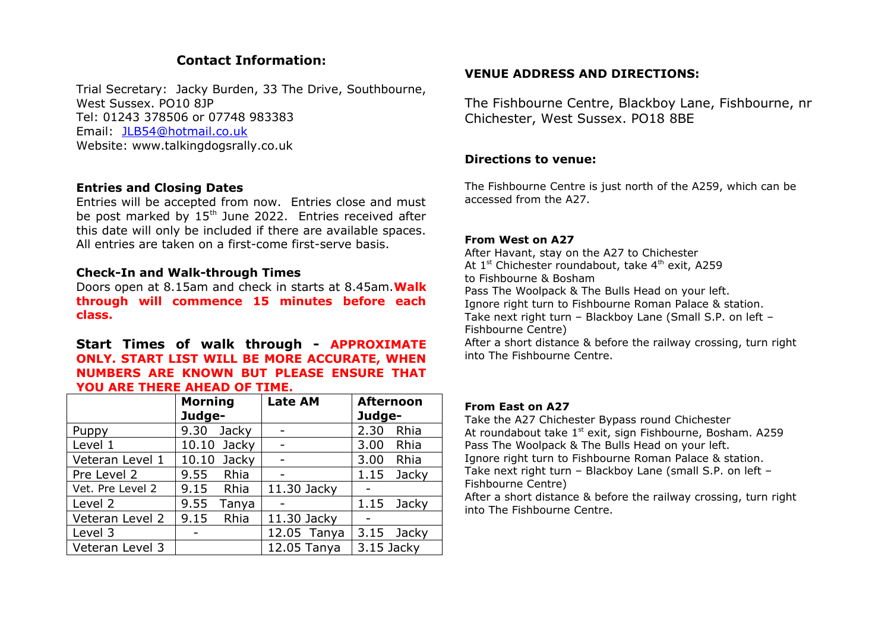## Contact Information:

Trial Secretary: Jacky Burden, 33 The Drive, Southbourne, West Sussex. PO10 8JP
Tel: 01243 378506 or 07748 983383
Email: JLB54@hotmail.co.uk
Website: www.talkingdogsrally.co.uk

**Entries and Closing Dates**

Entries will be accepted from now. Entries close and must be post marked by 15th June 2022. Entries received after this date will only be included if there are available spaces. All entries are taken on a first-come first-serve basis.

**Check-In and Walk-through Times**

Doors open at 8.15am and check in starts at 8.45am. **Walk through will commence 15 minutes before each class.**

**Start Times of walk through - APPROXIMATE ONLY. START LIST WILL BE MORE ACCURATE, WHEN NUMBERS ARE KNOWN BUT PLEASE ENSURE THAT YOU ARE THERE AHEAD OF TIME.**

| | Morning Judge- | Late AM | Afternoon Judge- |
|---|---|---|---|
| Puppy | 9.30 Jacky | - | 2.30 Rhia |
| Level 1 | 10.10 Jacky | - | 3.00 Rhia |
| Veteran Level 1 | 10.10 Jacky | - | 3.00 Rhia |
| Pre Level 2 | 9.55 Rhia | - | 1.15 Jacky |
| Vet. Pre Level 2 | 9.15 Rhia | 11.30 Jacky | - |
| Level 2 | 9.55 Tanya | - | 1.15 Jacky |
| Veteran Level 2 | 9.15 Rhia | 11.30 Jacky | - |
| Level 3 | - | 12.05 Tanya | 3.15 Jacky |
| Veteran Level 3 | | 12.05 Tanya | 3.15 Jacky |

**VENUE ADDRESS AND DIRECTIONS:**

The Fishbourne Centre, Blackboy Lane, Fishbourne, nr Chichester, West Sussex. PO18 8BE

**Directions to venue:**

The Fishbourne Centre is just north of the A259, which can be accessed from the A27.

**From West on A27**

After Havant, stay on the A27 to Chichester
At 1st Chichester roundabout, take 4th exit, A259 to Fishbourne & Bosham
Pass The Woolpack & The Bulls Head on your left.
Ignore right turn to Fishbourne Roman Palace & station.
Take next right turn – Blackboy Lane (Small S.P. on left – Fishbourne Centre)
After a short distance & before the railway crossing, turn right into The Fishbourne Centre.

**From East on A27**

Take the A27 Chichester Bypass round Chichester
At roundabout take 1st exit, sign Fishbourne, Bosham. A259
Pass The Woolpack & The Bulls Head on your left.
Ignore right turn to Fishbourne Roman Palace & station.
Take next right turn – Blackboy Lane (small S.P. on left – Fishbourne Centre)
After a short distance & before the railway crossing, turn right into The Fishbourne Centre.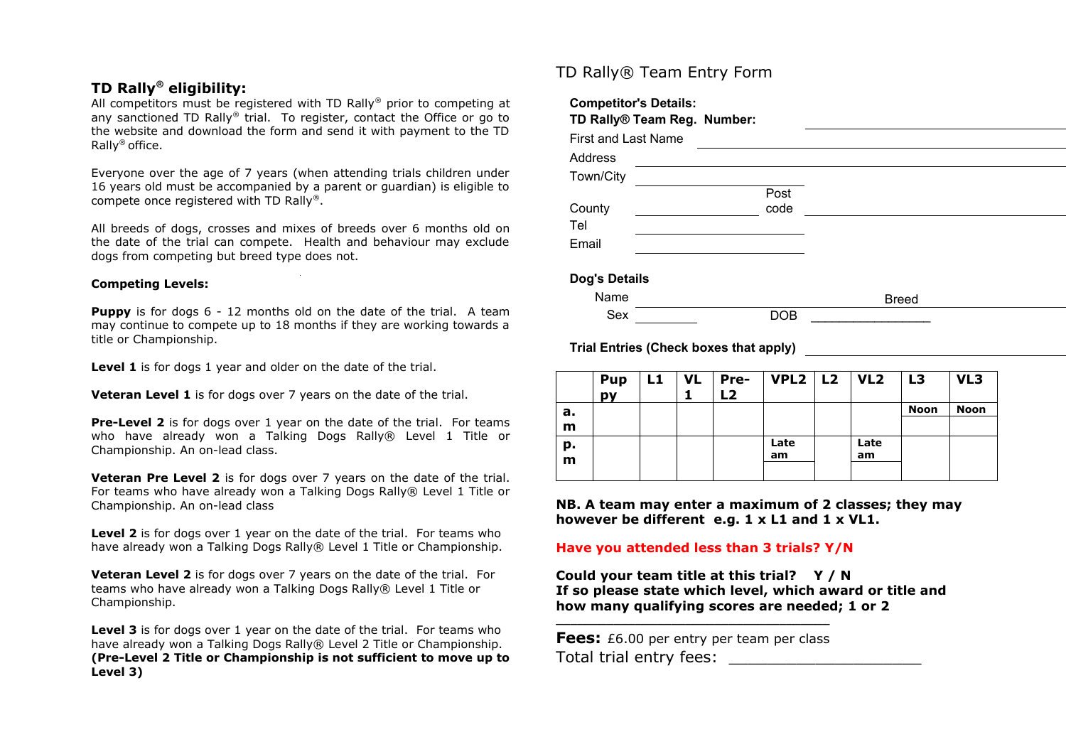## TD Rally® eligibility:

All competitors must be registered with TD Rally® prior to competing at any sanctioned TD Rally® trial. To register, contact the Office or go to the website and download the form and send it with payment to the TD Rally® office.

Everyone over the age of 7 years (when attending trials children under 16 years old must be accompanied by a parent or guardian) is eligible to compete once registered with TD Rally®.

All breeds of dogs, crosses and mixes of breeds over 6 months old on the date of the trial can compete. Health and behaviour may exclude dogs from competing but breed type does not.

**Competing Levels:**

**Puppy** is for dogs 6 - 12 months old on the date of the trial. A team may continue to compete up to 18 months if they are working towards a title or Championship.

**Level 1** is for dogs 1 year and older on the date of the trial.

**Veteran Level 1** is for dogs over 7 years on the date of the trial.

**Pre-Level 2** is for dogs over 1 year on the date of the trial. For teams who have already won a Talking Dogs Rally® Level 1 Title or Championship. An on-lead class.

**Veteran Pre Level 2** is for dogs over 7 years on the date of the trial. For teams who have already won a Talking Dogs Rally® Level 1 Title or Championship. An on-lead class

**Level 2** is for dogs over 1 year on the date of the trial. For teams who have already won a Talking Dogs Rally® Level 1 Title or Championship.

**Veteran Level 2** is for dogs over 7 years on the date of the trial. For teams who have already won a Talking Dogs Rally® Level 1 Title or Championship.

**Level 3** is for dogs over 1 year on the date of the trial. For teams who have already won a Talking Dogs Rally® Level 2 Title or Championship. **(Pre-Level 2 Title or Championship is not sufficient to move up to Level 3)**

## TD Rally® Team Entry Form

**Competitor's Details:**

**TD Rally® Team Reg. Number:** ______________________

First and Last Name ______________________

Address ______________________

Town/City ______________________

County ______________ Post code ______________

Tel ______________________

Email ______________________

**Dog's Details**

Name ______________________ Breed ______________________

Sex ____________ DOB ________________

**Trial Entries (Check boxes that apply)** ______________________

| | Puppy | L1 | VL 1 | Pre-L2 | VPL2 | L2 | VL2 | L3 | VL3 |
|---|---|---|---|---|---|---|---|---|---|
| a.m | | | | | | | | Noon | Noon |
| p.m | | | | | Late am | | Late am | | |

**NB. A team may enter a maximum of 2 classes; they may however be different e.g. 1 x L1 and 1 x VL1.**

**Have you attended less than 3 trials? Y/N**

**Could your team title at this trial? Y / N**
**If so please state which level, which award or title and how many qualifying scores are needed; 1 or 2**
______________________________

**Fees:** £6.00 per entry per team per class

Total trial entry fees: ____________________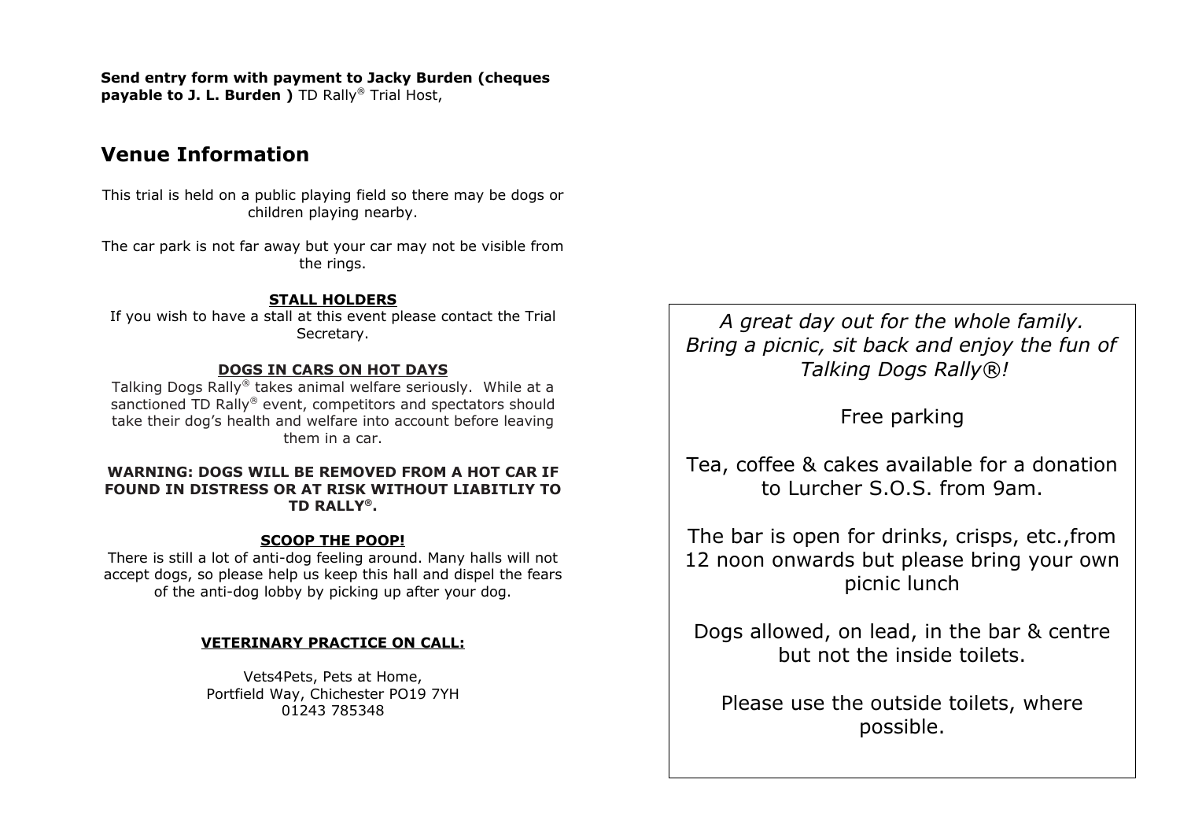**Send entry form with payment to Jacky Burden (cheques payable to J. L. Burden )** TD Rally® Trial Host,

## Venue Information

This trial is held on a public playing field so there may be dogs or children playing nearby.

The car park is not far away but your car may not be visible from the rings.

**STALL HOLDERS**

If you wish to have a stall at this event please contact the Trial Secretary.

**DOGS IN CARS ON HOT DAYS**

Talking Dogs Rally® takes animal welfare seriously. While at a sanctioned TD Rally® event, competitors and spectators should take their dog's health and welfare into account before leaving them in a car.

**WARNING: DOGS WILL BE REMOVED FROM A HOT CAR IF FOUND IN DISTRESS OR AT RISK WITHOUT LIABITLIY TO TD RALLY®.**

**SCOOP THE POOP!**

There is still a lot of anti-dog feeling around. Many halls will not accept dogs, so please help us keep this hall and dispel the fears of the anti-dog lobby by picking up after your dog.

**VETERINARY PRACTICE ON CALL:**

Vets4Pets, Pets at Home,
Portfield Way, Chichester PO19 7YH
01243 785348

*A great day out for the whole family. Bring a picnic, sit back and enjoy the fun of Talking Dogs Rally®!*

Free parking

Tea, coffee & cakes available for a donation to Lurcher S.O.S. from 9am.

The bar is open for drinks, crisps, etc.,from 12 noon onwards but please bring your own picnic lunch

Dogs allowed, on lead, in the bar & centre but not the inside toilets.

Please use the outside toilets, where possible.